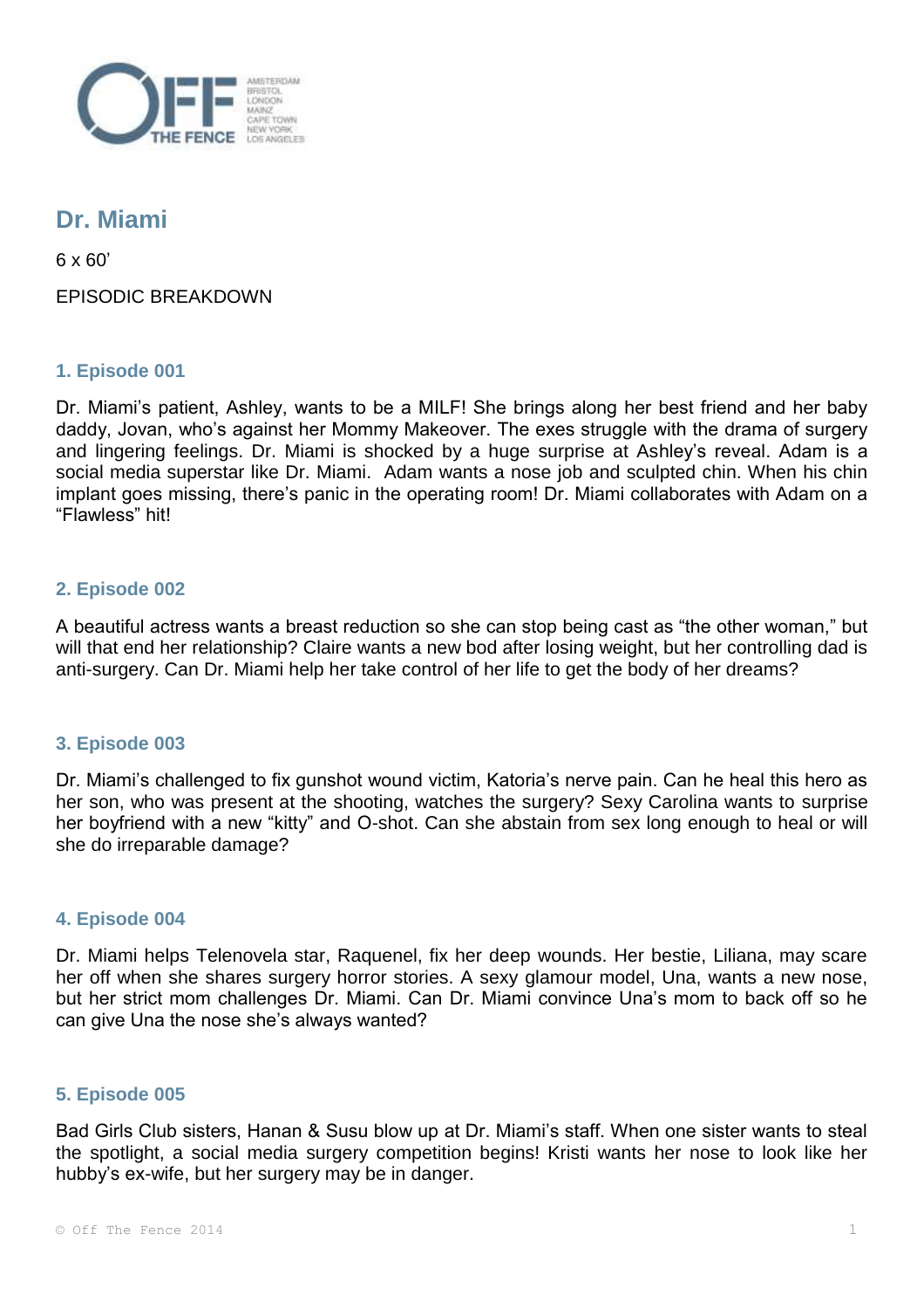# Dr. Miami

6 x 60'

EPISODIC BREAKDOWN

## 1. Episode 001

Dr. Miami's patient, Ashley, wants to be a MILF! She brings along her best friend and her baby daddy, Jovan, who's against her Mommy Makeover. The exes struggle with the drama of surgery and lingering feelings. Dr. Miami is shocked by a huge surprise at Ashley's reveal. Adam is a social media superstar like Dr. Miami. Adam wants a nose job and sculpted chin. When his chin implant goes missing, there's panic in the operating room! Dr. Miami collaborates with Adam on a "Flawless" hit!

## 2. Episode 002

A beautiful actress wants a breast reduction so she can stop being cast as "the other woman," but will that end her relationship? Claire wants a new bod after losing weight, but her controlling dad is anti-surgery. Can Dr. Miami help her take control of her life to get the body of her dreams?

## 3. Episode 003

Dr. Miami's challenged to fix gunshot wound victim, Katoria's nerve pain. Can he heal this hero as her son, who was present at the shooting, watches the surgery? Sexy Carolina wants to surprise her boyfriend with a new "kitty" and O-shot. Can she abstain from sex long enough to heal or will she do irreparable damage?

## 4. Episode 004

Dr. Miami helps Telenovela star, Raquenel, fix her deep wounds. Her bestie, Liliana, may scare her off when she shares surgery horror stories. A sexy glamour model, Una, wants a new nose, but her strict mom challenges Dr. Miami. Can Dr. Miami convince Una's mom to back off so he can give Una the nose she's always wanted?

## 5. Episode 005

Bad Girls Club sisters, Hanan & Susu blow up at Dr. Miami's staff. When one sister wants to steal the spotlight, a social media surgery competition begins! Kristi wants her nose to look like her hubby's ex-wife, but her surgery may be in danger.

© Off The Fence 2014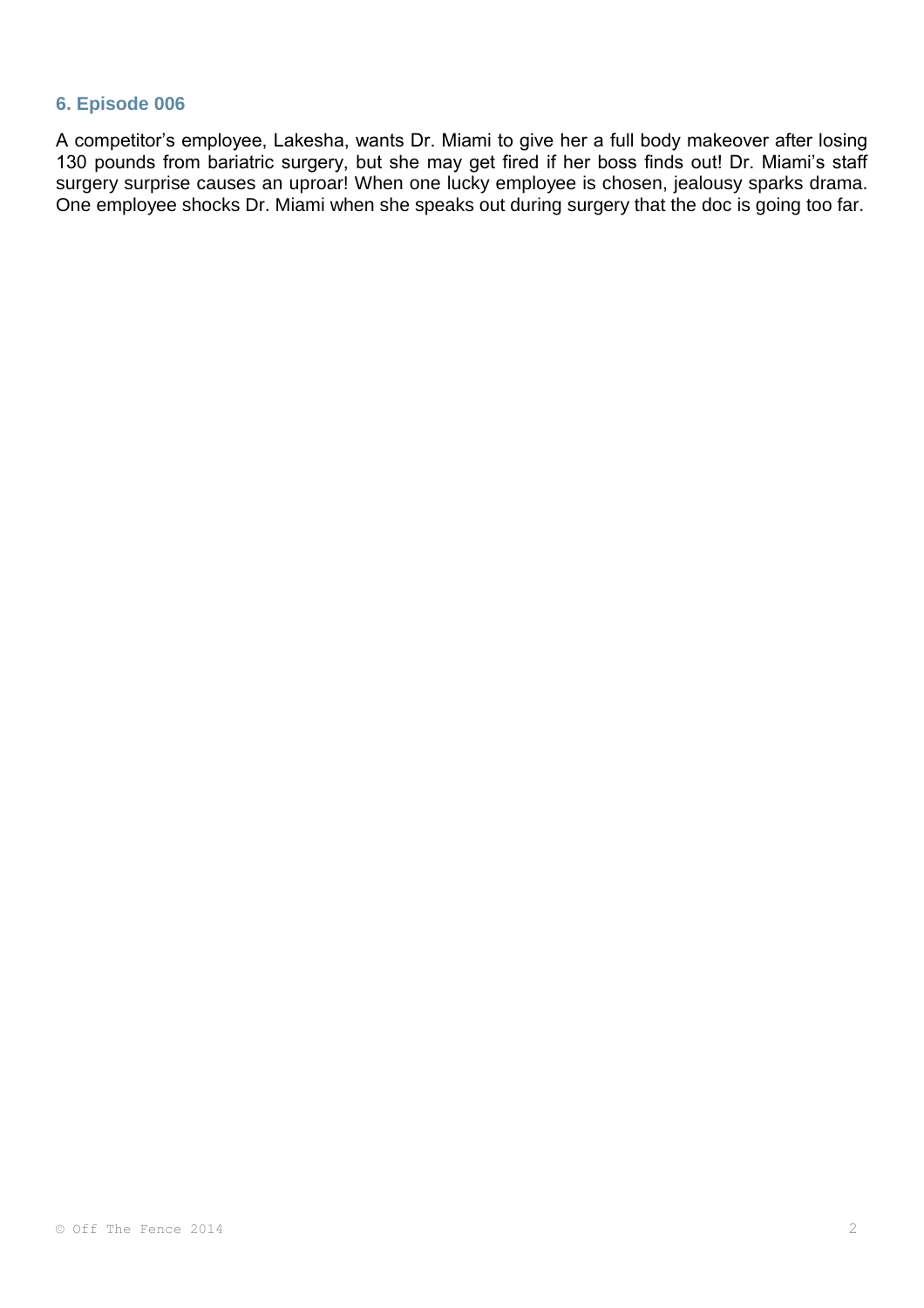### 6. Episode 006

A competitor's employee, Lakesha, wants Dr. Miami to give her a full body makeover after losing 130 pounds from bariatric surgery, but she may get fired if her boss finds out! Dr. Miami's staff surgery surprise causes an uproar! When one lucky employee is chosen, jealousy sparks drama. One employee shocks Dr. Miami when she speaks out during surgery that the doc is going too far.

© Off The Fence 2014